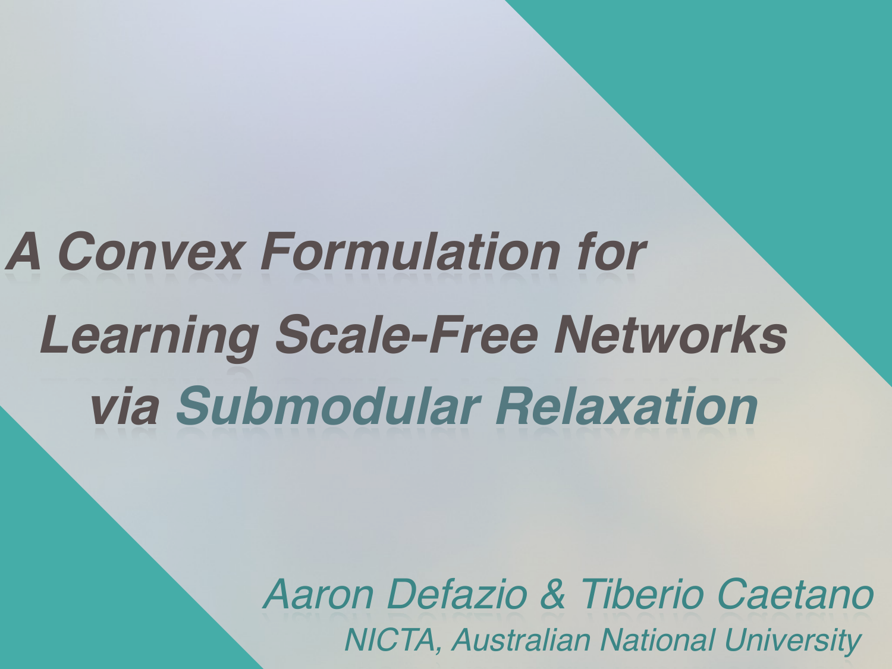# A Convex Formulation for Learning Scale-Free Networks via Submodular Relaxation

*Aaron Defazio & Tiberio Caetano*

*NICTA, Australian National University*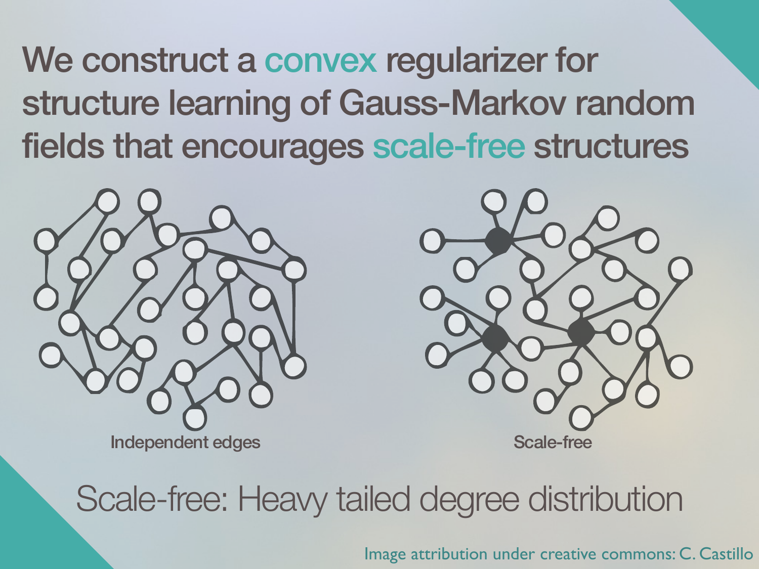# We construct a convex regularizer for structure learning of Gauss-Markov random fields that encourages scale-free structures

Independent edges

Scale-free

Scale-free: Heavy tailed degree distribution

Image attribution under creative commons: C. Castillo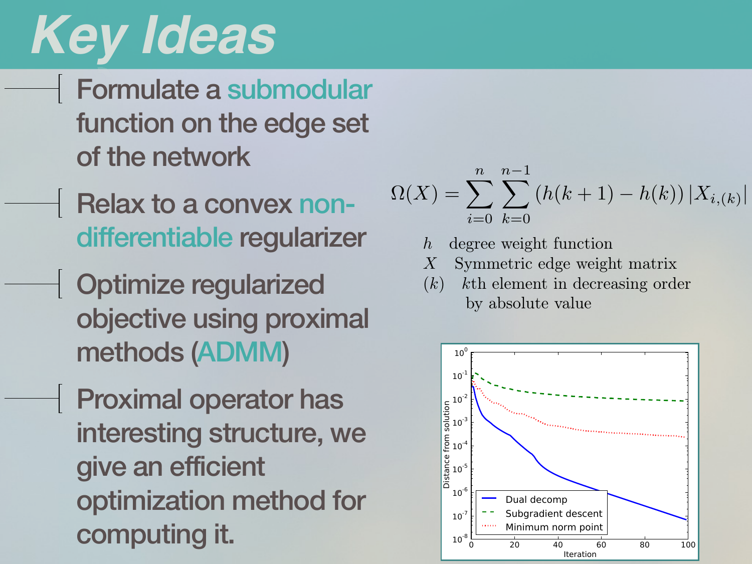# Key Ideas

- Formulate a **submodular** function on the edge set of the network
- Relax to a convex **non-differentiable** regularizer
- Optimize regularized objective using proximal methods (**ADMM**)
- Proximal operator has interesting structure, we give an efficient optimization method for computing it.

$$\Omega(X) = \sum_{i=0}^{n} \sum_{k=0}^{n-1} \left(h(k+1) - h(k)\right) |X_{i,(k)}|$$

$h$ degree weight function

$X$ Symmetric edge weight matrix

$(k)$ $k$th element in decreasing order by absolute value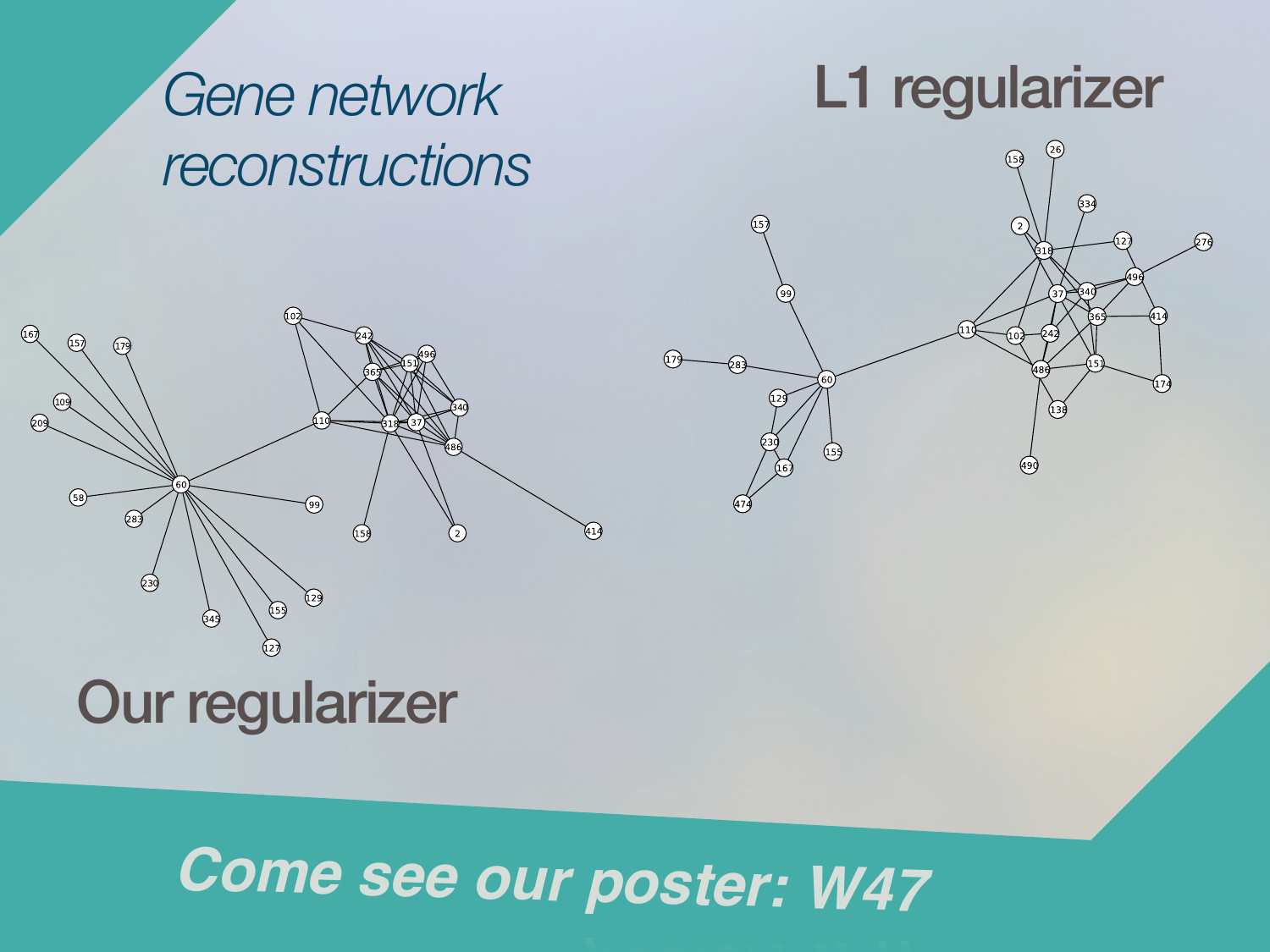# *Gene network reconstructions*

## L1 regularizer

## Our regularizer

**Come see our poster: W47**